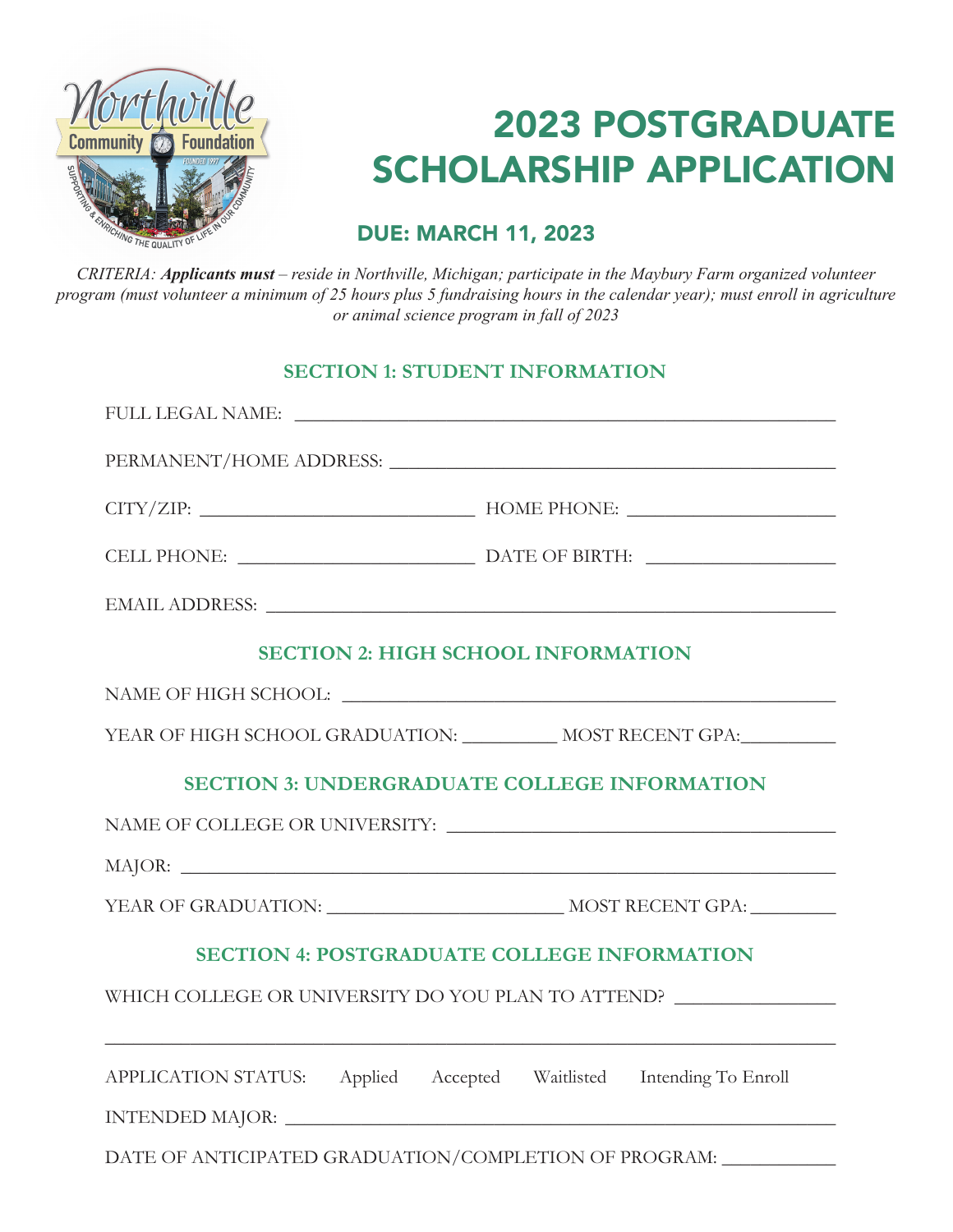# 2023 POSTGRADUATE SCHOLARSHIP APPLICATION

## DUE: MARCH 11, 2023

*CRITERIA: **Applicants must** – reside in Northville, Michigan; participate in the Maybury Farm organized volunteer program (must volunteer a minimum of 25 hours plus 5 fundraising hours in the calendar year); must enroll in agriculture or animal science program in fall of 2023*

### SECTION 1: STUDENT INFORMATION

FULL LEGAL NAME: ___________________________________________________________

PERMANENT/HOME ADDRESS: _______________________________________________

CITY/ZIP: ______________________________ HOME PHONE: ______________________

CELL PHONE: __________________________ DATE OF BIRTH: ____________________

EMAIL ADDRESS: _________________________________________________________

### SECTION 2: HIGH SCHOOL INFORMATION

NAME OF HIGH SCHOOL: ____________________________________________________

YEAR OF HIGH SCHOOL GRADUATION: __________ MOST RECENT GPA:__________

### SECTION 3: UNDERGRADUATE COLLEGE INFORMATION

NAME OF COLLEGE OR UNIVERSITY: __________________________________________

MAJOR: _________________________________________________________________

YEAR OF GRADUATION: __________________________ MOST RECENT GPA: _________

### SECTION 4: POSTGRADUATE COLLEGE INFORMATION

WHICH COLLEGE OR UNIVERSITY DO YOU PLAN TO ATTEND? _________________

_______________________________________________________________________

APPLICATION STATUS: Applied Accepted Waitlisted Intending To Enroll

INTENDED MAJOR: _______________________________________________________

DATE OF ANTICIPATED GRADUATION/COMPLETION OF PROGRAM: ____________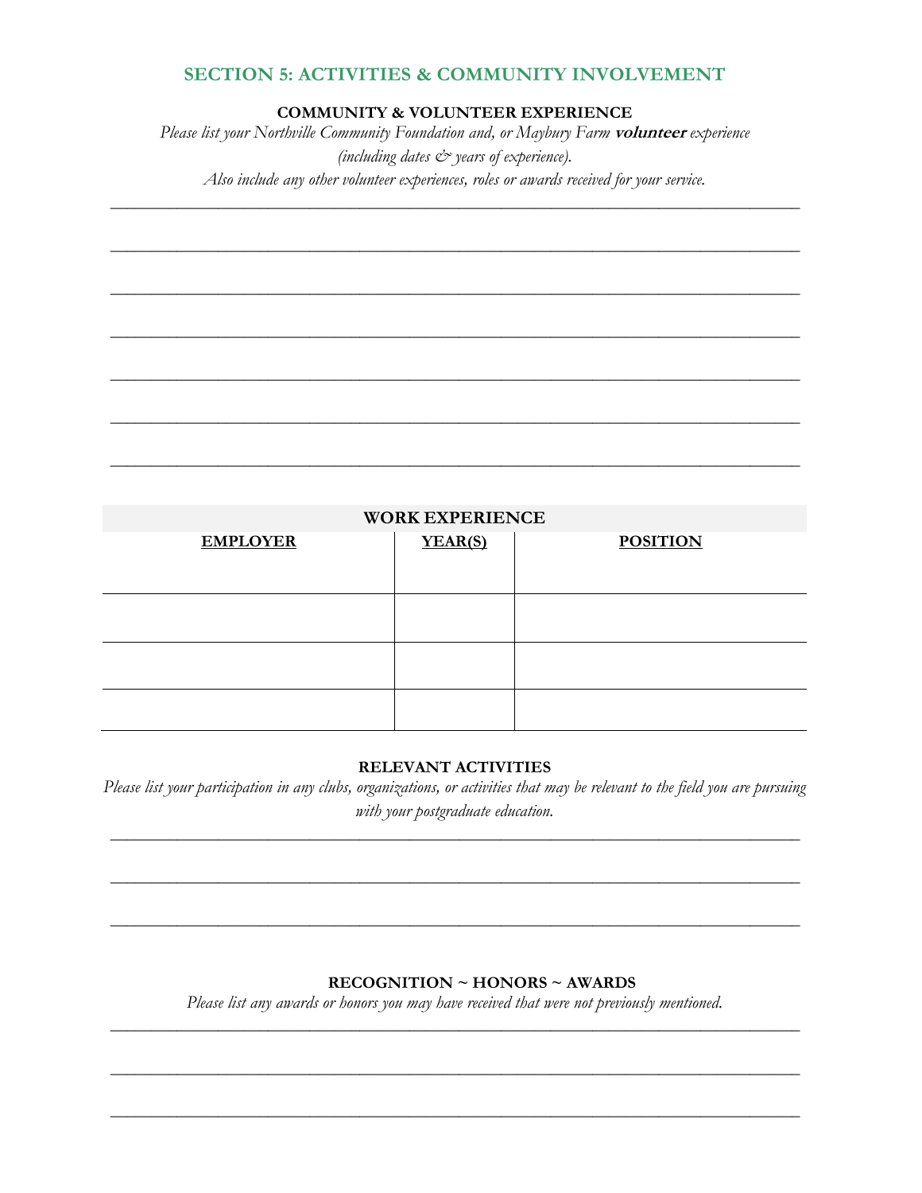## SECTION 5: ACTIVITIES & COMMUNITY INVOLVEMENT

### COMMUNITY & VOLUNTEER EXPERIENCE

*Please list your Northville Community Foundation and, or Maybury Farm* ***volunteer*** *experience (including dates & years of experience).*

*Also include any other volunteer experiences, roles or awards received for your service.*

_______________________________________________________________________________

_______________________________________________________________________________

_______________________________________________________________________________

_______________________________________________________________________________

_______________________________________________________________________________

_______________________________________________________________________________

_______________________________________________________________________________

### WORK EXPERIENCE

| EMPLOYER | YEAR(S) | POSITION |
| --- | --- | --- |
| | | |
| | | |
| | | |
| | | |

### RELEVANT ACTIVITIES

*Please list your participation in any clubs, organizations, or activities that may be relevant to the field you are pursuing with your postgraduate education.*

_______________________________________________________________________________

_______________________________________________________________________________

_______________________________________________________________________________

### RECOGNITION ~ HONORS ~ AWARDS

*Please list any awards or honors you may have received that were not previously mentioned.*

_______________________________________________________________________________

_______________________________________________________________________________

_______________________________________________________________________________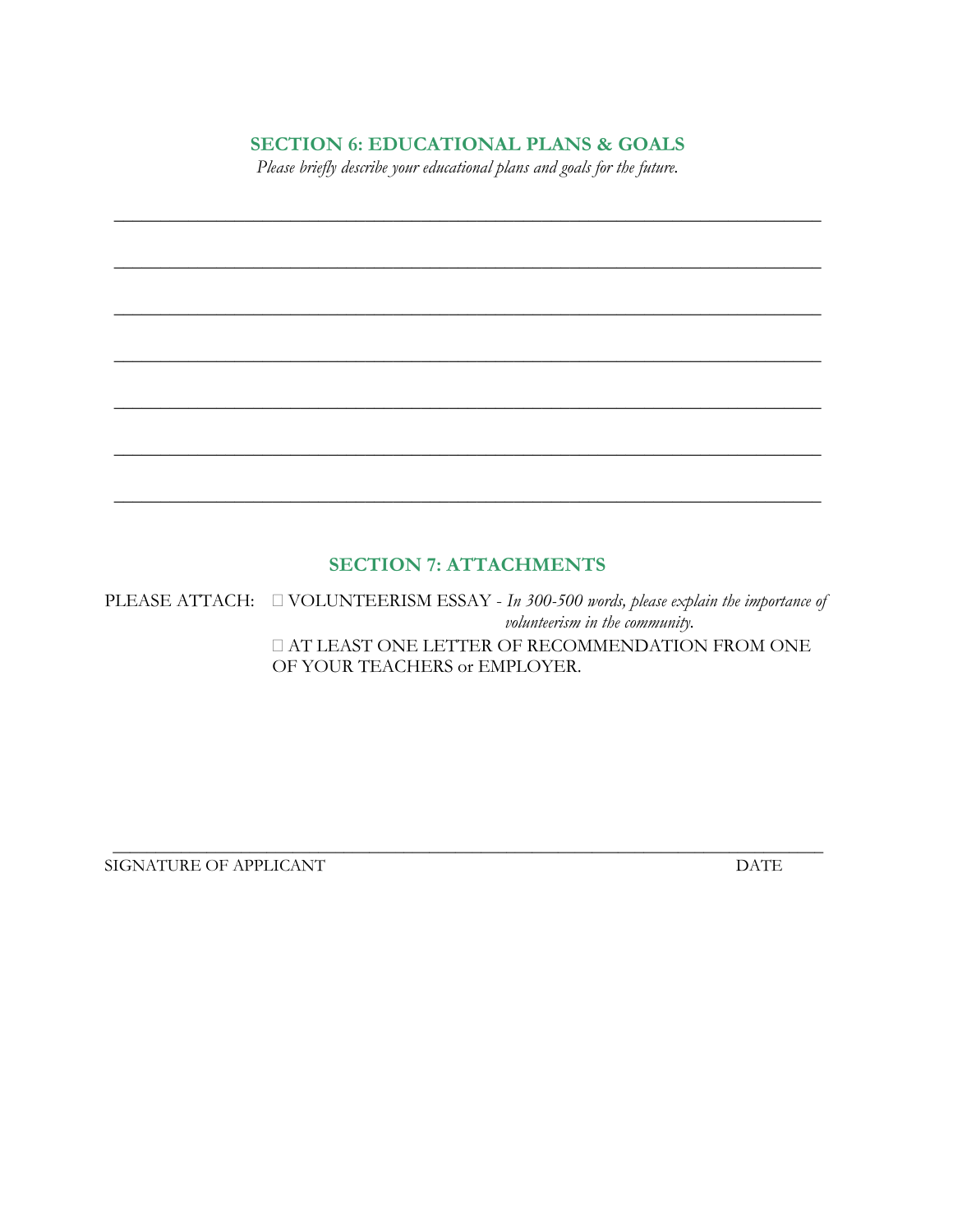## SECTION 6: EDUCATIONAL PLANS & GOALS

*Please briefly describe your educational plans and goals for the future.*

\_\_\_\_\_\_\_\_\_\_\_\_\_\_\_\_\_\_\_\_\_\_\_\_\_\_\_\_\_\_\_\_\_\_\_\_\_\_\_\_\_\_\_\_\_\_\_\_\_\_\_\_\_\_\_\_\_\_\_\_\_\_\_\_\_\_\_\_\_\_\_\_

\_\_\_\_\_\_\_\_\_\_\_\_\_\_\_\_\_\_\_\_\_\_\_\_\_\_\_\_\_\_\_\_\_\_\_\_\_\_\_\_\_\_\_\_\_\_\_\_\_\_\_\_\_\_\_\_\_\_\_\_\_\_\_\_\_\_\_\_\_\_\_\_

\_\_\_\_\_\_\_\_\_\_\_\_\_\_\_\_\_\_\_\_\_\_\_\_\_\_\_\_\_\_\_\_\_\_\_\_\_\_\_\_\_\_\_\_\_\_\_\_\_\_\_\_\_\_\_\_\_\_\_\_\_\_\_\_\_\_\_\_\_\_\_\_

\_\_\_\_\_\_\_\_\_\_\_\_\_\_\_\_\_\_\_\_\_\_\_\_\_\_\_\_\_\_\_\_\_\_\_\_\_\_\_\_\_\_\_\_\_\_\_\_\_\_\_\_\_\_\_\_\_\_\_\_\_\_\_\_\_\_\_\_\_\_\_\_

\_\_\_\_\_\_\_\_\_\_\_\_\_\_\_\_\_\_\_\_\_\_\_\_\_\_\_\_\_\_\_\_\_\_\_\_\_\_\_\_\_\_\_\_\_\_\_\_\_\_\_\_\_\_\_\_\_\_\_\_\_\_\_\_\_\_\_\_\_\_\_\_

\_\_\_\_\_\_\_\_\_\_\_\_\_\_\_\_\_\_\_\_\_\_\_\_\_\_\_\_\_\_\_\_\_\_\_\_\_\_\_\_\_\_\_\_\_\_\_\_\_\_\_\_\_\_\_\_\_\_\_\_\_\_\_\_\_\_\_\_\_\_\_\_

\_\_\_\_\_\_\_\_\_\_\_\_\_\_\_\_\_\_\_\_\_\_\_\_\_\_\_\_\_\_\_\_\_\_\_\_\_\_\_\_\_\_\_\_\_\_\_\_\_\_\_\_\_\_\_\_\_\_\_\_\_\_\_\_\_\_\_\_\_\_\_\_

## SECTION 7: ATTACHMENTS

PLEASE ATTACH:

- ☐ VOLUNTEERISM ESSAY - *In 300-500 words, please explain the importance of volunteerism in the community.*
- ☐ AT LEAST ONE LETTER OF RECOMMENDATION FROM ONE OF YOUR TEACHERS or EMPLOYER.

\_\_\_\_\_\_\_\_\_\_\_\_\_\_\_\_\_\_\_\_\_\_\_\_\_\_\_\_\_\_\_\_\_\_\_\_\_\_\_\_\_\_\_\_\_\_\_\_\_\_\_\_\_\_\_\_\_\_\_\_\_\_\_\_\_\_\_\_\_\_\_\_

SIGNATURE OF APPLICANT DATE